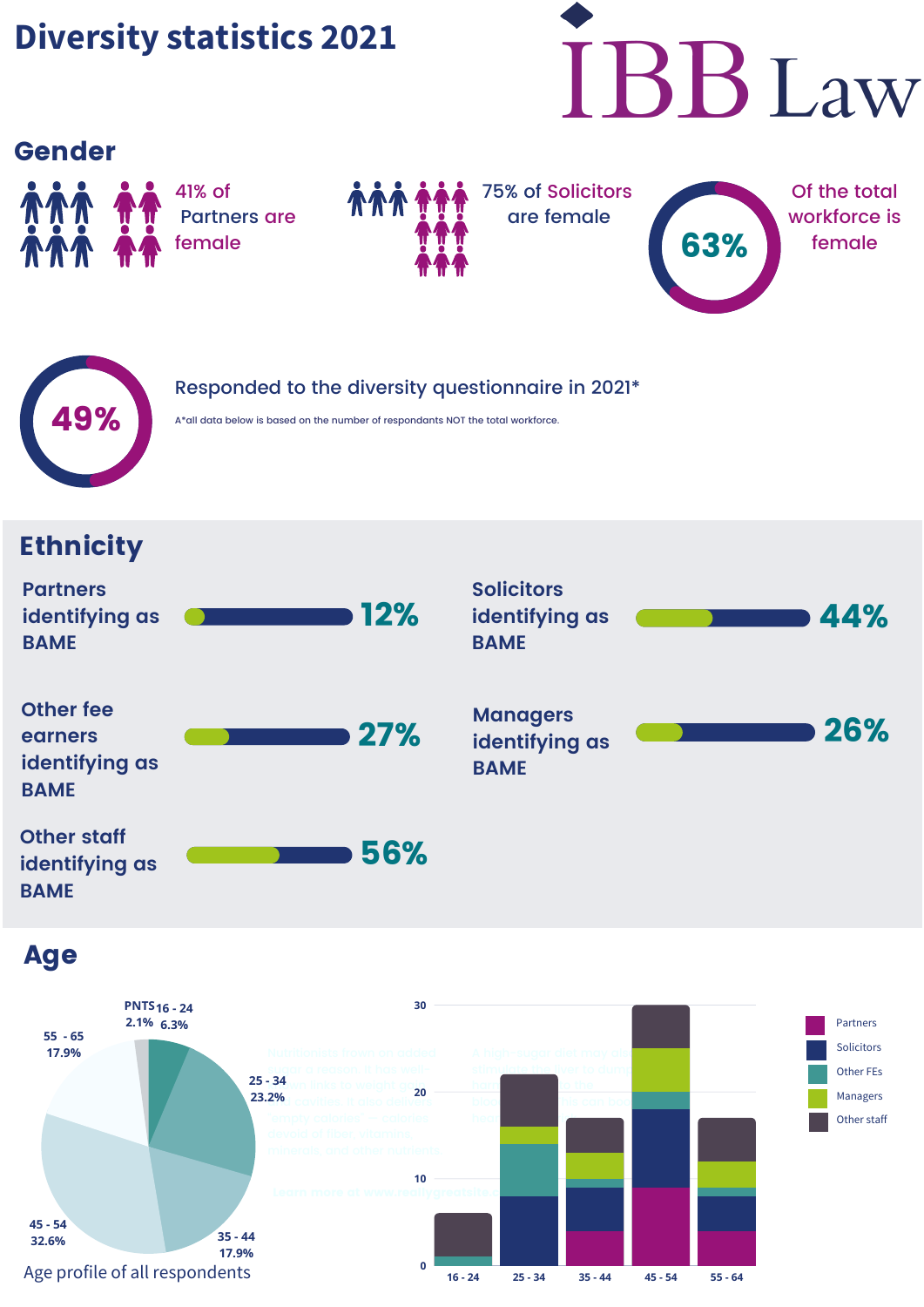# Diversity statistics 2021

IBB Law

## Gender

41% of Partners are female

75% of Solicitors are female

63% Of the total workforce is female

49% Responded to the diversity questionnaire in 2021*

A*all data below is based on the number of respondants NOT the total workforce.

## Ethnicity

Partners identifying as BAME 12%

Solicitors identifying as BAME 44%

Other fee earners identifying as BAME 27%

Managers identifying as BAME 26%

Other staff identifying as BAME 56%

## Age

| Age | Share |
|---|---|
| PNTS | 2.1% |
| 16 - 24 | 6.3% |
| 25 - 34 | 23.2% |
| 35 - 44 | 17.9% |
| 45 - 54 | 32.6% |
| 55 - 65 | 17.9% |

Age profile of all respondents

Legend: Partners, Solicitors, Other FEs, Managers, Other staff

Axis: 0, 10, 20, 30

Age groups: 16 - 24, 25 - 34, 35 - 44, 45 - 54, 55 - 64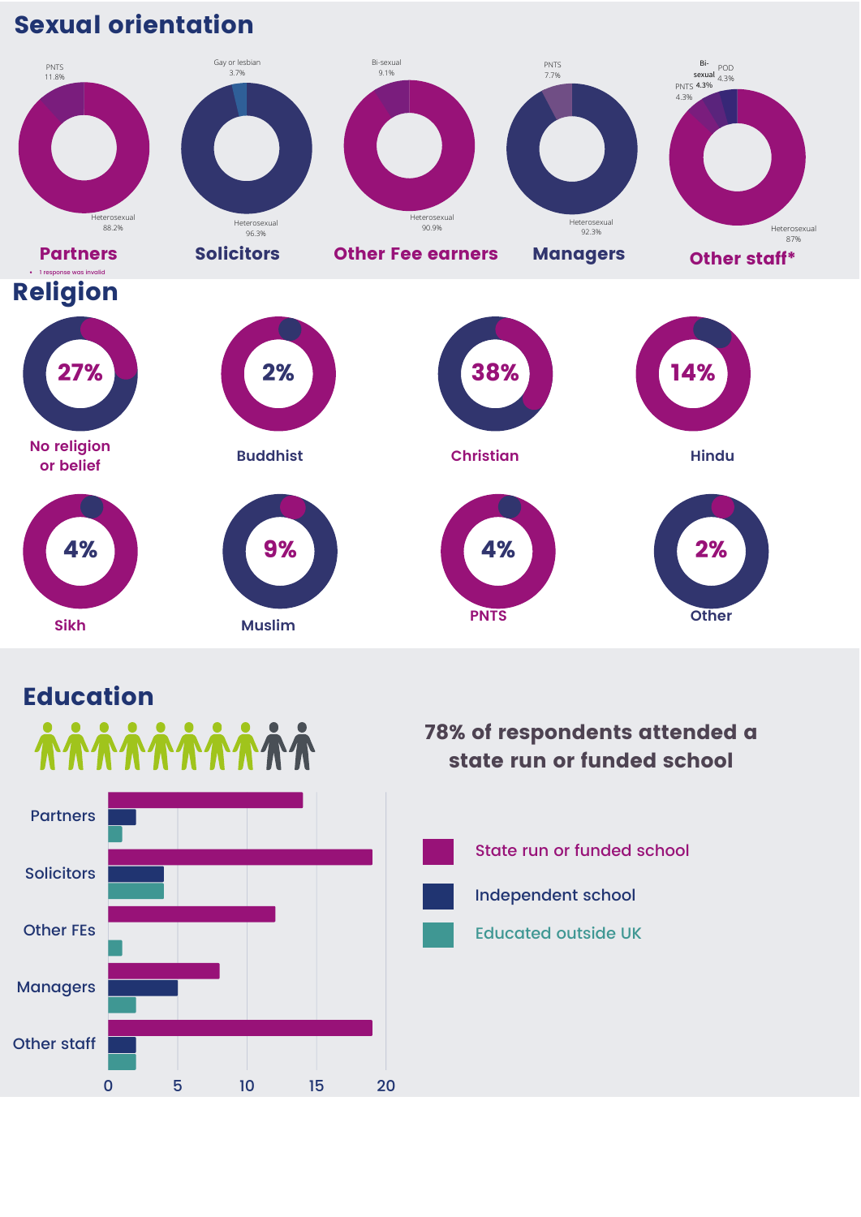## Sexual orientation

PNTS
11.8%

Heterosexual
88.2%

**Partners**

- 1 response was invalid

Gay or lesbian
3.7%

Heterosexual
96.3%

**Solicitors**

Bi-sexual
9.1%

Heterosexual
90.9%

**Other Fee earners**

PNTS
7.7%

Heterosexual
92.3%

**Managers**

Bi-sexual 4.3%

POD
4.3%

PNTS
4.3%

Heterosexual
87%

**Other staff***

## Religion

27%
No religion or belief

2%
Buddhist

38%
Christian

14%
Hindu

4%
Sikh

9%
Muslim

4%
PNTS

2%
Other

## Education

78% of respondents attended a state run or funded school

Partners
Solicitors
Other FEs
Managers
Other staff

0
5
10
15
20

State run or funded school
Independent school
Educated outside UK